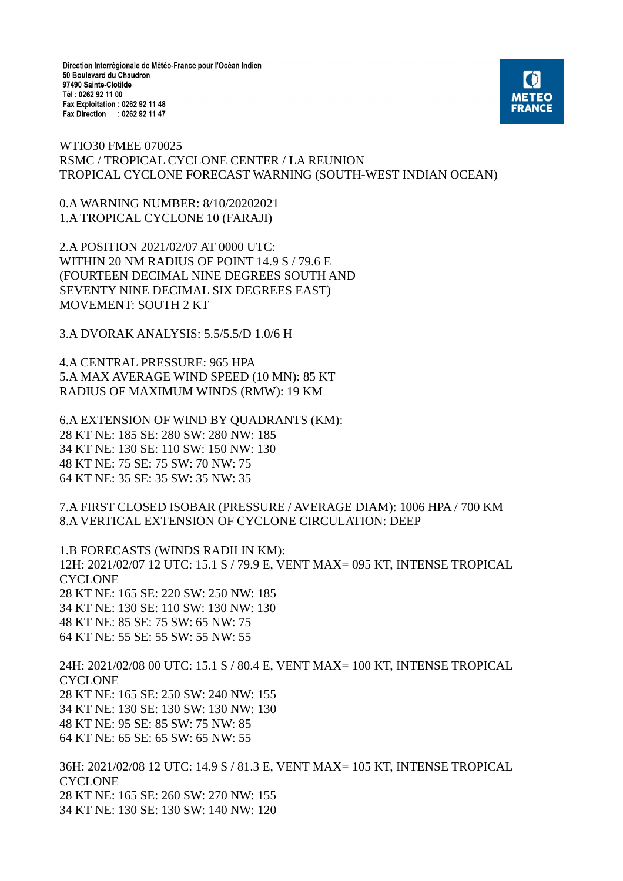Direction Interrégionale de Météo-France pour l'Océan Indien
50 Boulevard du Chaudron
97490 Sainte-Clotilde
Tél : 0262 92 11 00
Fax Exploitation : 0262 92 11 48
Fax Direction : 0262 92 11 47

METEO FRANCE

WTIO30 FMEE 070025
RSMC / TROPICAL CYCLONE CENTER / LA REUNION
TROPICAL CYCLONE FORECAST WARNING (SOUTH-WEST INDIAN OCEAN)

0.A WARNING NUMBER: 8/10/20202021
1.A TROPICAL CYCLONE 10 (FARAJI)

2.A POSITION 2021/02/07 AT 0000 UTC:
WITHIN 20 NM RADIUS OF POINT 14.9 S / 79.6 E
(FOURTEEN DECIMAL NINE DEGREES SOUTH AND
SEVENTY NINE DECIMAL SIX DEGREES EAST)
MOVEMENT: SOUTH 2 KT

3.A DVORAK ANALYSIS: 5.5/5.5/D 1.0/6 H

4.A CENTRAL PRESSURE: 965 HPA
5.A MAX AVERAGE WIND SPEED (10 MN): 85 KT
RADIUS OF MAXIMUM WINDS (RMW): 19 KM

6.A EXTENSION OF WIND BY QUADRANTS (KM):
28 KT NE: 185 SE: 280 SW: 280 NW: 185
34 KT NE: 130 SE: 110 SW: 150 NW: 130
48 KT NE: 75 SE: 75 SW: 70 NW: 75
64 KT NE: 35 SE: 35 SW: 35 NW: 35

7.A FIRST CLOSED ISOBAR (PRESSURE / AVERAGE DIAM): 1006 HPA / 700 KM
8.A VERTICAL EXTENSION OF CYCLONE CIRCULATION: DEEP

1.B FORECASTS (WINDS RADII IN KM):
12H: 2021/02/07 12 UTC: 15.1 S / 79.9 E, VENT MAX= 095 KT, INTENSE TROPICAL CYCLONE
28 KT NE: 165 SE: 220 SW: 250 NW: 185
34 KT NE: 130 SE: 110 SW: 130 NW: 130
48 KT NE: 85 SE: 75 SW: 65 NW: 75
64 KT NE: 55 SE: 55 SW: 55 NW: 55

24H: 2021/02/08 00 UTC: 15.1 S / 80.4 E, VENT MAX= 100 KT, INTENSE TROPICAL CYCLONE
28 KT NE: 165 SE: 250 SW: 240 NW: 155
34 KT NE: 130 SE: 130 SW: 130 NW: 130
48 KT NE: 95 SE: 85 SW: 75 NW: 85
64 KT NE: 65 SE: 65 SW: 65 NW: 55

36H: 2021/02/08 12 UTC: 14.9 S / 81.3 E, VENT MAX= 105 KT, INTENSE TROPICAL CYCLONE
28 KT NE: 165 SE: 260 SW: 270 NW: 155
34 KT NE: 130 SE: 130 SW: 140 NW: 120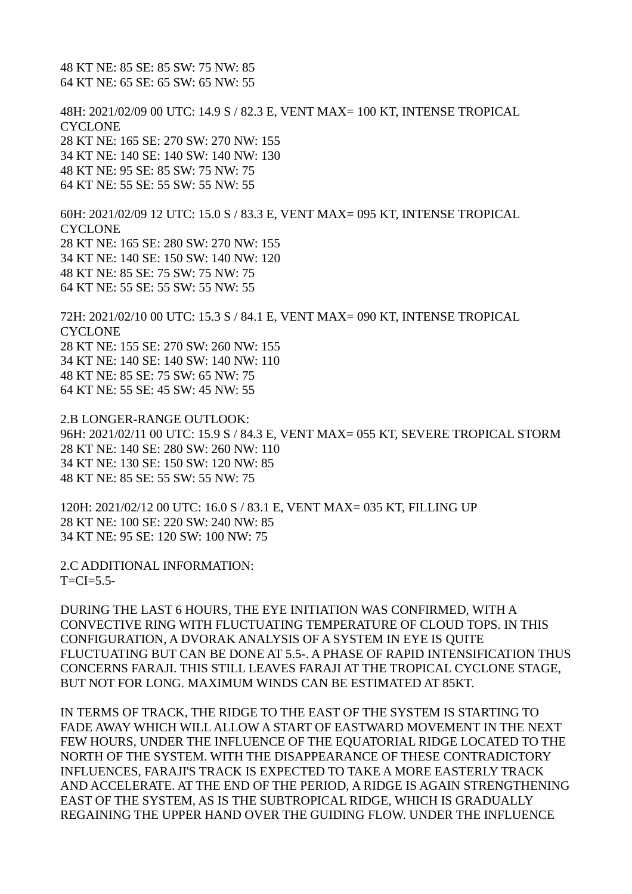48 KT NE: 85 SE: 85 SW: 75 NW: 85
64 KT NE: 65 SE: 65 SW: 65 NW: 55

48H: 2021/02/09 00 UTC: 14.9 S / 82.3 E, VENT MAX= 100 KT, INTENSE TROPICAL CYCLONE
28 KT NE: 165 SE: 270 SW: 270 NW: 155
34 KT NE: 140 SE: 140 SW: 140 NW: 130
48 KT NE: 95 SE: 85 SW: 75 NW: 75
64 KT NE: 55 SE: 55 SW: 55 NW: 55

60H: 2021/02/09 12 UTC: 15.0 S / 83.3 E, VENT MAX= 095 KT, INTENSE TROPICAL CYCLONE
28 KT NE: 165 SE: 280 SW: 270 NW: 155
34 KT NE: 140 SE: 150 SW: 140 NW: 120
48 KT NE: 85 SE: 75 SW: 75 NW: 75
64 KT NE: 55 SE: 55 SW: 55 NW: 55

72H: 2021/02/10 00 UTC: 15.3 S / 84.1 E, VENT MAX= 090 KT, INTENSE TROPICAL CYCLONE
28 KT NE: 155 SE: 270 SW: 260 NW: 155
34 KT NE: 140 SE: 140 SW: 140 NW: 110
48 KT NE: 85 SE: 75 SW: 65 NW: 75
64 KT NE: 55 SE: 45 SW: 45 NW: 55

2.B LONGER-RANGE OUTLOOK:
96H: 2021/02/11 00 UTC: 15.9 S / 84.3 E, VENT MAX= 055 KT, SEVERE TROPICAL STORM
28 KT NE: 140 SE: 280 SW: 260 NW: 110
34 KT NE: 130 SE: 150 SW: 120 NW: 85
48 KT NE: 85 SE: 55 SW: 55 NW: 75

120H: 2021/02/12 00 UTC: 16.0 S / 83.1 E, VENT MAX= 035 KT, FILLING UP
28 KT NE: 100 SE: 220 SW: 240 NW: 85
34 KT NE: 95 SE: 120 SW: 100 NW: 75

2.C ADDITIONAL INFORMATION:
T=CI=5.5-

DURING THE LAST 6 HOURS, THE EYE INITIATION WAS CONFIRMED, WITH A CONVECTIVE RING WITH FLUCTUATING TEMPERATURE OF CLOUD TOPS. IN THIS CONFIGURATION, A DVORAK ANALYSIS OF A SYSTEM IN EYE IS QUITE FLUCTUATING BUT CAN BE DONE AT 5.5-. A PHASE OF RAPID INTENSIFICATION THUS CONCERNS FARAJI. THIS STILL LEAVES FARAJI AT THE TROPICAL CYCLONE STAGE, BUT NOT FOR LONG. MAXIMUM WINDS CAN BE ESTIMATED AT 85KT.

IN TERMS OF TRACK, THE RIDGE TO THE EAST OF THE SYSTEM IS STARTING TO FADE AWAY WHICH WILL ALLOW A START OF EASTWARD MOVEMENT IN THE NEXT FEW HOURS, UNDER THE INFLUENCE OF THE EQUATORIAL RIDGE LOCATED TO THE NORTH OF THE SYSTEM. WITH THE DISAPPEARANCE OF THESE CONTRADICTORY INFLUENCES, FARAJI'S TRACK IS EXPECTED TO TAKE A MORE EASTERLY TRACK AND ACCELERATE. AT THE END OF THE PERIOD, A RIDGE IS AGAIN STRENGTHENING EAST OF THE SYSTEM, AS IS THE SUBTROPICAL RIDGE, WHICH IS GRADUALLY REGAINING THE UPPER HAND OVER THE GUIDING FLOW. UNDER THE INFLUENCE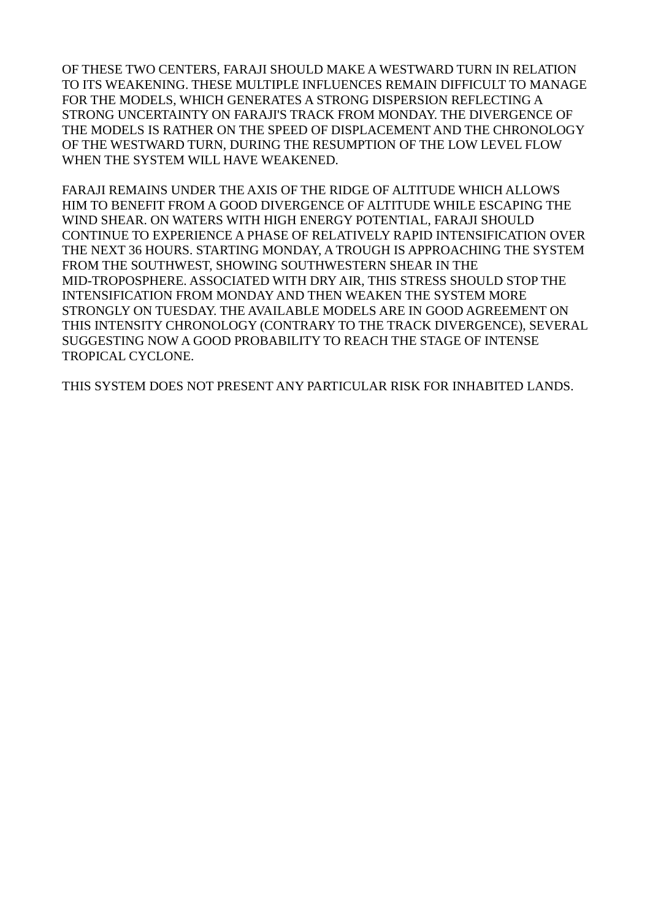OF THESE TWO CENTERS, FARAJI SHOULD MAKE A WESTWARD TURN IN RELATION TO ITS WEAKENING. THESE MULTIPLE INFLUENCES REMAIN DIFFICULT TO MANAGE FOR THE MODELS, WHICH GENERATES A STRONG DISPERSION REFLECTING A STRONG UNCERTAINTY ON FARAJI'S TRACK FROM MONDAY. THE DIVERGENCE OF THE MODELS IS RATHER ON THE SPEED OF DISPLACEMENT AND THE CHRONOLOGY OF THE WESTWARD TURN, DURING THE RESUMPTION OF THE LOW LEVEL FLOW WHEN THE SYSTEM WILL HAVE WEAKENED.

FARAJI REMAINS UNDER THE AXIS OF THE RIDGE OF ALTITUDE WHICH ALLOWS HIM TO BENEFIT FROM A GOOD DIVERGENCE OF ALTITUDE WHILE ESCAPING THE WIND SHEAR. ON WATERS WITH HIGH ENERGY POTENTIAL, FARAJI SHOULD CONTINUE TO EXPERIENCE A PHASE OF RELATIVELY RAPID INTENSIFICATION OVER THE NEXT 36 HOURS. STARTING MONDAY, A TROUGH IS APPROACHING THE SYSTEM FROM THE SOUTHWEST, SHOWING SOUTHWESTERN SHEAR IN THE MID-TROPOSPHERE. ASSOCIATED WITH DRY AIR, THIS STRESS SHOULD STOP THE INTENSIFICATION FROM MONDAY AND THEN WEAKEN THE SYSTEM MORE STRONGLY ON TUESDAY. THE AVAILABLE MODELS ARE IN GOOD AGREEMENT ON THIS INTENSITY CHRONOLOGY (CONTRARY TO THE TRACK DIVERGENCE), SEVERAL SUGGESTING NOW A GOOD PROBABILITY TO REACH THE STAGE OF INTENSE TROPICAL CYCLONE.

THIS SYSTEM DOES NOT PRESENT ANY PARTICULAR RISK FOR INHABITED LANDS.